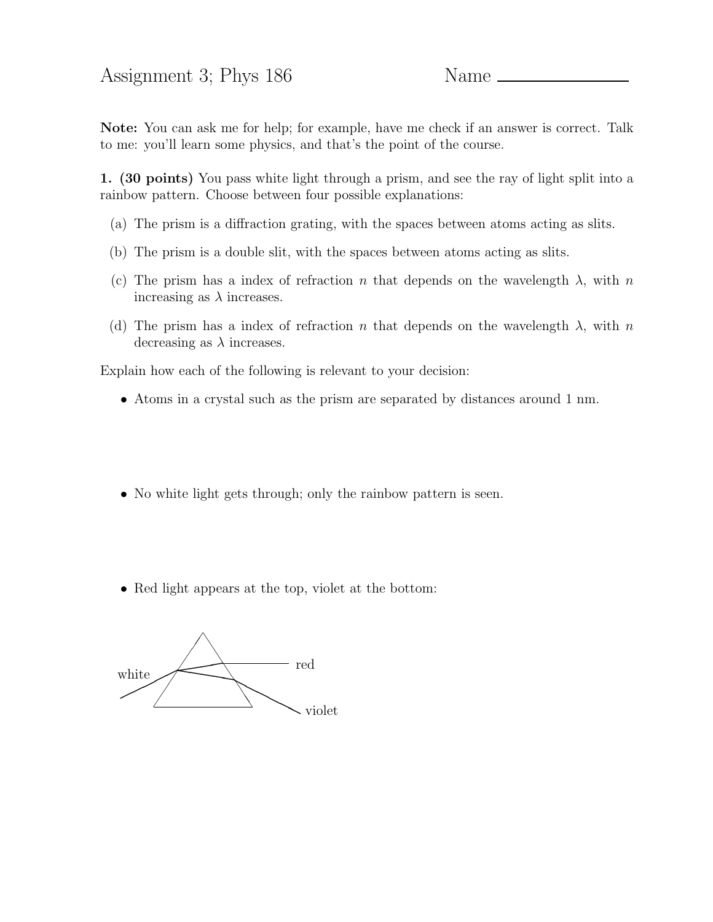# Assignment 3; Phys 186 &emsp;&emsp;&emsp; Name ________________

**Note:** You can ask me for help; for example, have me check if an answer is correct. Talk to me: you'll learn some physics, and that's the point of the course.

**1. (30 points)** You pass white light through a prism, and see the ray of light split into a rainbow pattern. Choose between four possible explanations:

(a) The prism is a diffraction grating, with the spaces between atoms acting as slits.

(b) The prism is a double slit, with the spaces between atoms acting as slits.

(c) The prism has a index of refraction $n$ that depends on the wavelength $\lambda$, with $n$ increasing as $\lambda$ increases.

(d) The prism has a index of refraction $n$ that depends on the wavelength $\lambda$, with $n$ decreasing as $\lambda$ increases.

Explain how each of the following is relevant to your decision:

- Atoms in a crystal such as the prism are separated by distances around 1 nm.

- No white light gets through; only the rainbow pattern is seen.

- Red light appears at the top, violet at the bottom:

white

red

violet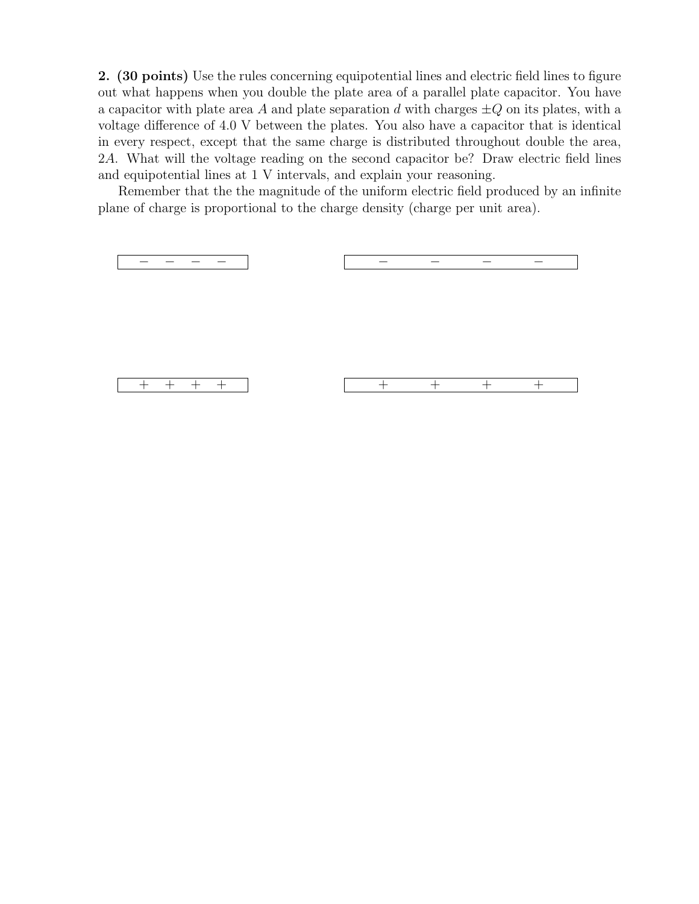**2. (30 points)** Use the rules concerning equipotential lines and electric field lines to figure out what happens when you double the plate area of a parallel plate capacitor. You have a capacitor with plate area $A$ and plate separation $d$ with charges $\pm Q$ on its plates, with a voltage difference of 4.0 V between the plates. You also have a capacitor that is identical in every respect, except that the same charge is distributed throughout double the area, $2A$. What will the voltage reading on the second capacitor be? Draw electric field lines and equipotential lines at 1 V intervals, and explain your reasoning.

Remember that the the magnitude of the uniform electric field produced by an infinite plane of charge is proportional to the charge density (charge per unit area).

− − − −                − − − −

+ + + +                + + + +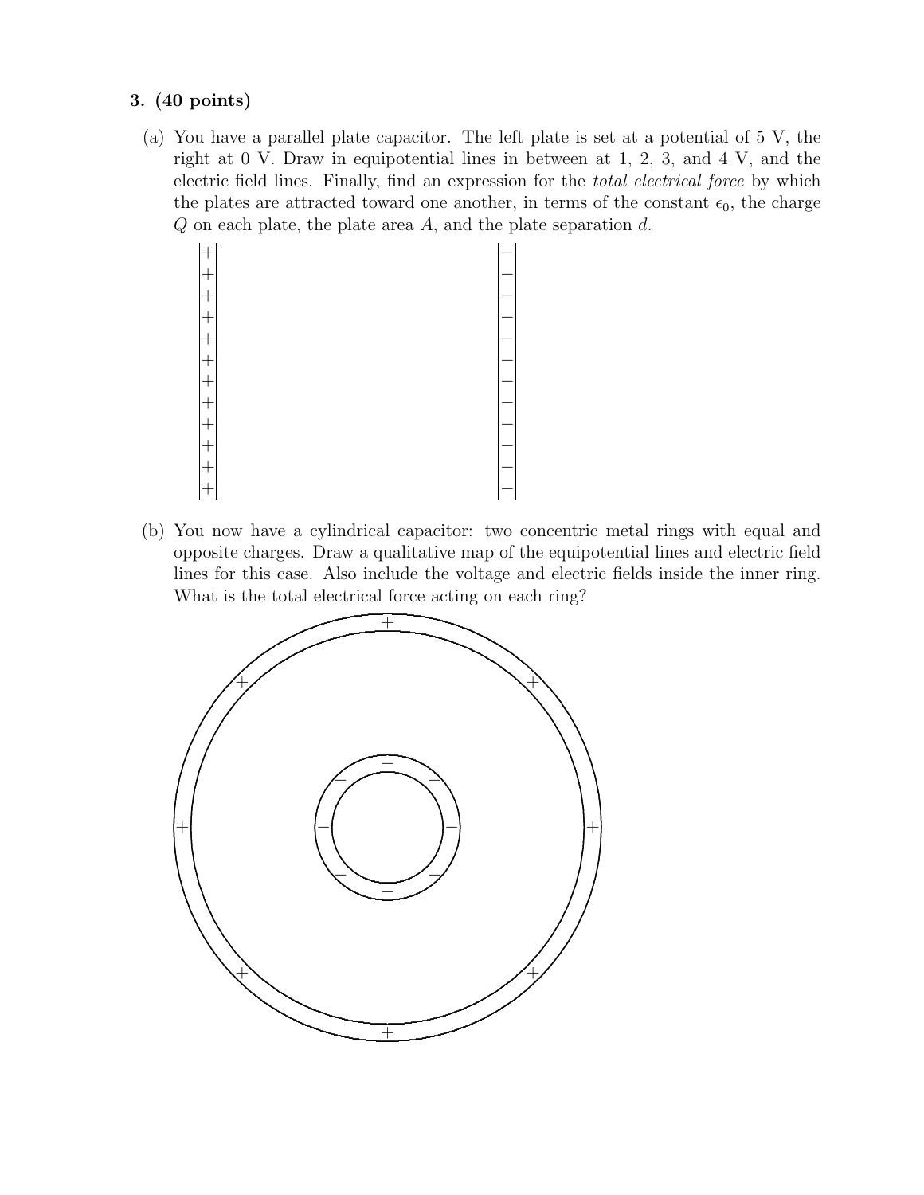**3. (40 points)**

(a) You have a parallel plate capacitor. The left plate is set at a potential of 5 V, the right at 0 V. Draw in equipotential lines in between at 1, 2, 3, and 4 V, and the electric field lines. Finally, find an expression for the *total electrical force* by which the plates are attracted toward one another, in terms of the constant $\epsilon_0$, the charge $Q$ on each plate, the plate area $A$, and the plate separation $d$.

(b) You now have a cylindrical capacitor: two concentric metal rings with equal and opposite charges. Draw a qualitative map of the equipotential lines and electric field lines for this case. Also include the voltage and electric fields inside the inner ring. What is the total electrical force acting on each ring?